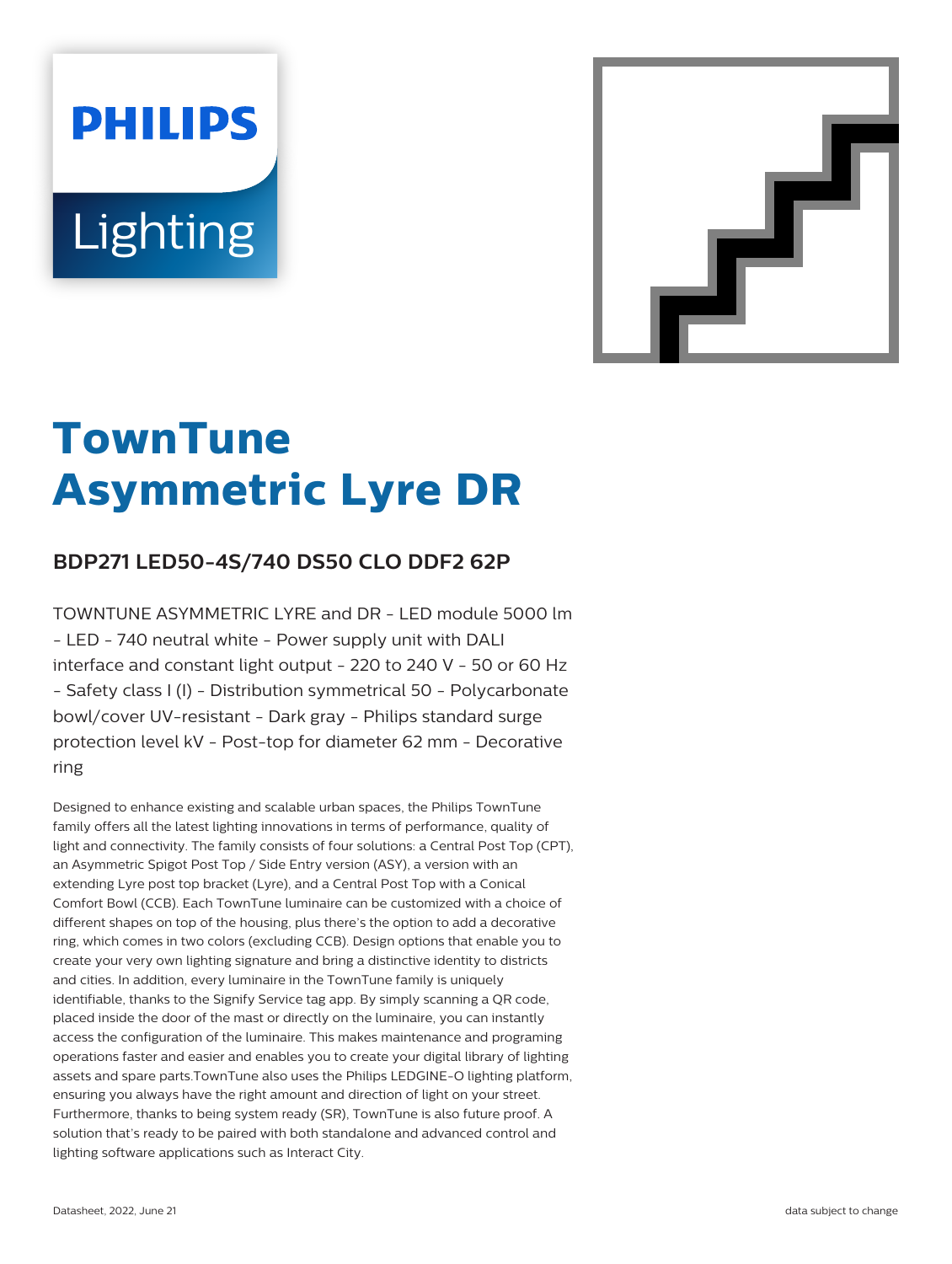# TownTune Asymmetric Lyre DR

## BDP271 LED50-4S/740 DS50 CLO DDF2 62P

TOWNTUNE ASYMMETRIC LYRE and DR - LED module 5000 lm - LED - 740 neutral white - Power supply unit with DALI interface and constant light output - 220 to 240 V - 50 or 60 Hz - Safety class I (I) - Distribution symmetrical 50 - Polycarbonate bowl/cover UV-resistant - Dark gray - Philips standard surge protection level kV - Post-top for diameter 62 mm - Decorative ring

Designed to enhance existing and scalable urban spaces, the Philips TownTune family offers all the latest lighting innovations in terms of performance, quality of light and connectivity. The family consists of four solutions: a Central Post Top (CPT), an Asymmetric Spigot Post Top / Side Entry version (ASY), a version with an extending Lyre post top bracket (Lyre), and a Central Post Top with a Conical Comfort Bowl (CCB). Each TownTune luminaire can be customized with a choice of different shapes on top of the housing, plus there's the option to add a decorative ring, which comes in two colors (excluding CCB). Design options that enable you to create your very own lighting signature and bring a distinctive identity to districts and cities. In addition, every luminaire in the TownTune family is uniquely identifiable, thanks to the Signify Service tag app. By simply scanning a QR code, placed inside the door of the mast or directly on the luminaire, you can instantly access the configuration of the luminaire. This makes maintenance and programing operations faster and easier and enables you to create your digital library of lighting assets and spare parts.TownTune also uses the Philips LEDGINE-O lighting platform, ensuring you always have the right amount and direction of light on your street. Furthermore, thanks to being system ready (SR), TownTune is also future proof. A solution that's ready to be paired with both standalone and advanced control and lighting software applications such as Interact City.

Datasheet, 2022, June 21

data subject to change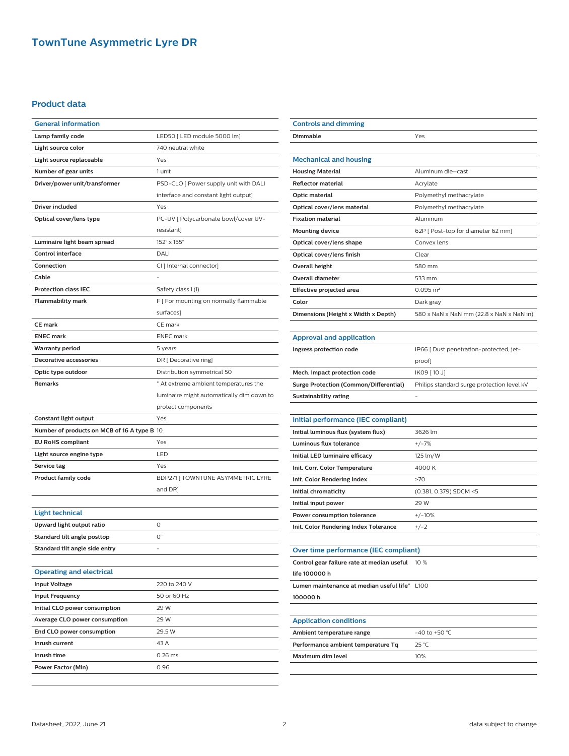# TownTune Asymmetric Lyre DR

## Product data

| General information | |
|---|---|
| Lamp family code | LED50 [ LED module 5000 lm] |
| Light source color | 740 neutral white |
| Light source replaceable | Yes |
| Number of gear units | 1 unit |
| Driver/power unit/transformer | PSD-CLO [ Power supply unit with DALI interface and constant light output] |
| Driver included | Yes |
| Optical cover/lens type | PC-UV [ Polycarbonate bowl/cover UV-resistant] |
| Luminaire light beam spread | 152° x 155° |
| Control interface | DALI |
| Connection | CI [ Internal connector] |
| Cable | - |
| Protection class IEC | Safety class I (I) |
| Flammability mark | F [ For mounting on normally flammable surfaces] |
| CE mark | CE mark |
| ENEC mark | ENEC mark |
| Warranty period | 5 years |
| Decorative accessories | DR [ Decorative ring] |
| Optic type outdoor | Distribution symmetrical 50 |
| Remarks | * At extreme ambient temperatures the luminaire might automatically dim down to protect components |
| Constant light output | Yes |
| Number of products on MCB of 16 A type B | 10 |
| EU RoHS compliant | Yes |
| Light source engine type | LED |
| Service tag | Yes |
| Product family code | BDP271 [ TOWNTUNE ASYMMETRIC LYRE and DR] |

| Light technical | |
|---|---|
| Upward light output ratio | 0 |
| Standard tilt angle posttop | 0° |
| Standard tilt angle side entry | - |

| Operating and electrical | |
|---|---|
| Input Voltage | 220 to 240 V |
| Input Frequency | 50 or 60 Hz |
| Initial CLO power consumption | 29 W |
| Average CLO power consumption | 29 W |
| End CLO power consumption | 29.5 W |
| Inrush current | 43 A |
| Inrush time | 0.26 ms |
| Power Factor (Min) | 0.96 |

| Controls and dimming | |
|---|---|
| Dimmable | Yes |

| Mechanical and housing | |
|---|---|
| Housing Material | Aluminum die-cast |
| Reflector material | Acrylate |
| Optic material | Polymethyl methacrylate |
| Optical cover/lens material | Polymethyl methacrylate |
| Fixation material | Aluminum |
| Mounting device | 62P [ Post-top for diameter 62 mm] |
| Optical cover/lens shape | Convex lens |
| Optical cover/lens finish | Clear |
| Overall height | 580 mm |
| Overall diameter | 533 mm |
| Effective projected area | 0.095 m² |
| Color | Dark gray |
| Dimensions (Height x Width x Depth) | 580 x NaN x NaN mm (22.8 x NaN x NaN in) |

| Approval and application | |
|---|---|
| Ingress protection code | IP66 [ Dust penetration-protected, jet-proof] |
| Mech. impact protection code | IK09 [ 10 J] |
| Surge Protection (Common/Differential) | Philips standard surge protection level kV |
| Sustainability rating | - |

| Initial performance (IEC compliant) | |
|---|---|
| Initial luminous flux (system flux) | 3626 lm |
| Luminous flux tolerance | +/-7% |
| Initial LED luminaire efficacy | 125 lm/W |
| Init. Corr. Color Temperature | 4000 K |
| Init. Color Rendering Index | >70 |
| Initial chromaticity | (0.381, 0.379) SDCM <5 |
| Initial input power | 29 W |
| Power consumption tolerance | +/-10% |
| Init. Color Rendering Index Tolerance | +/-2 |

| Over time performance (IEC compliant) | |
|---|---|
| Control gear failure rate at median useful life 100000 h | 10 % |
| Lumen maintenance at median useful life* 100000 h | L100 |

| Application conditions | |
|---|---|
| Ambient temperature range | -40 to +50 °C |
| Performance ambient temperature Tq | 25 °C |
| Maximum dim level | 10% |

Datasheet, 2022, June 21 — data subject to change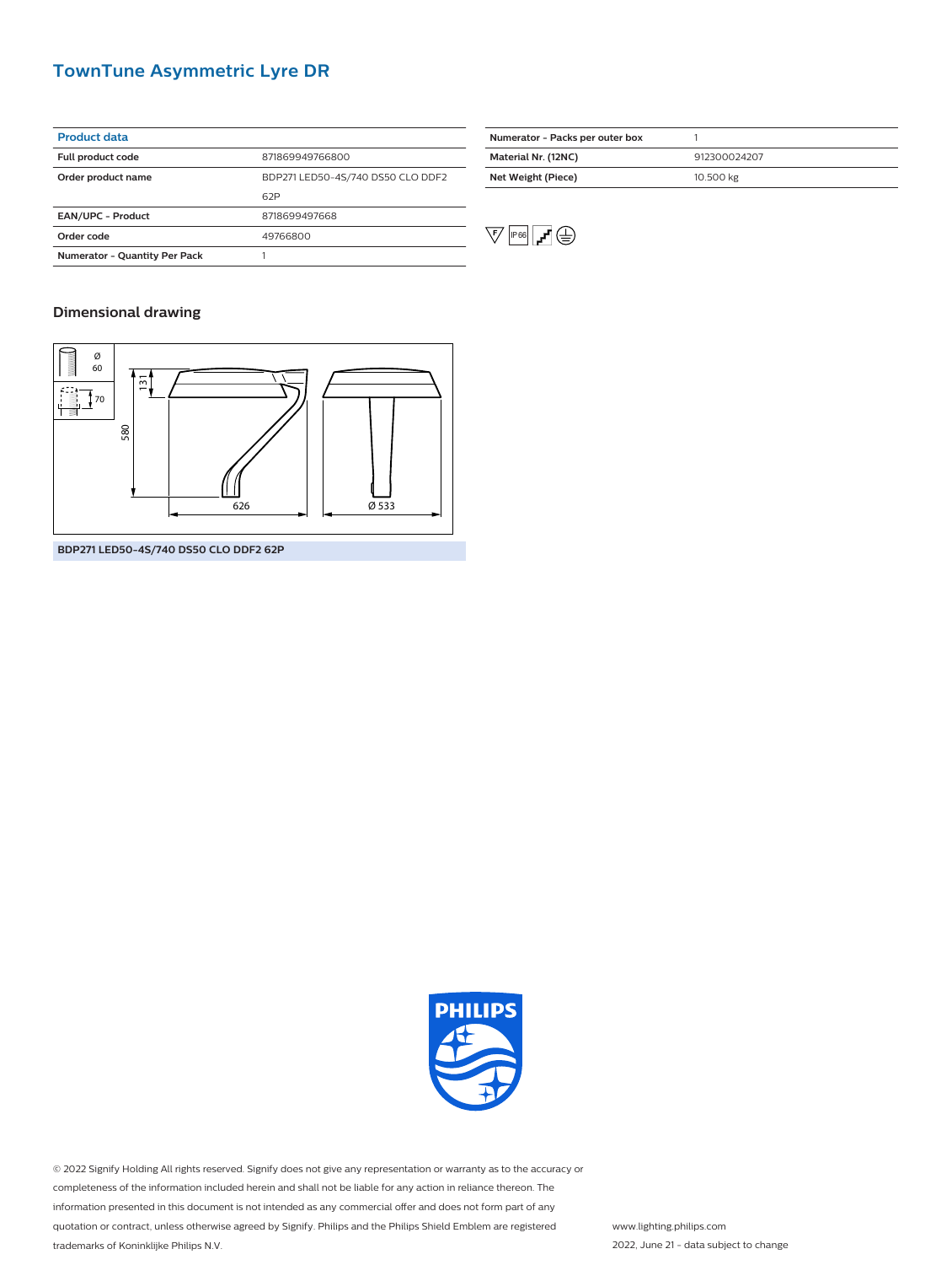## TownTune Asymmetric Lyre DR

| Product data | |
|---|---|
| Full product code | 871869949766800 |
| Order product name | BDP271 LED50-4S/740 DS50 CLO DDF2 62P |
| EAN/UPC - Product | 8718699497668 |
| Order code | 49766800 |
| Numerator - Quantity Per Pack | 1 |

| | |
|---|---|
| Numerator - Packs per outer box | 1 |
| Material Nr. (12NC) | 912300024207 |
| Net Weight (Piece) | 10.500 kg |

### Dimensional drawing

Ø 60

70

131

580

626

Ø 533

**BDP271 LED50-4S/740 DS50 CLO DDF2 62P**

© 2022 Signify Holding All rights reserved. Signify does not give any representation or warranty as to the accuracy or completeness of the information included herein and shall not be liable for any action in reliance thereon. The information presented in this document is not intended as any commercial offer and does not form part of any quotation or contract, unless otherwise agreed by Signify. Philips and the Philips Shield Emblem are registered trademarks of Koninklijke Philips N.V.

www.lighting.philips.com

2022, June 21 - data subject to change